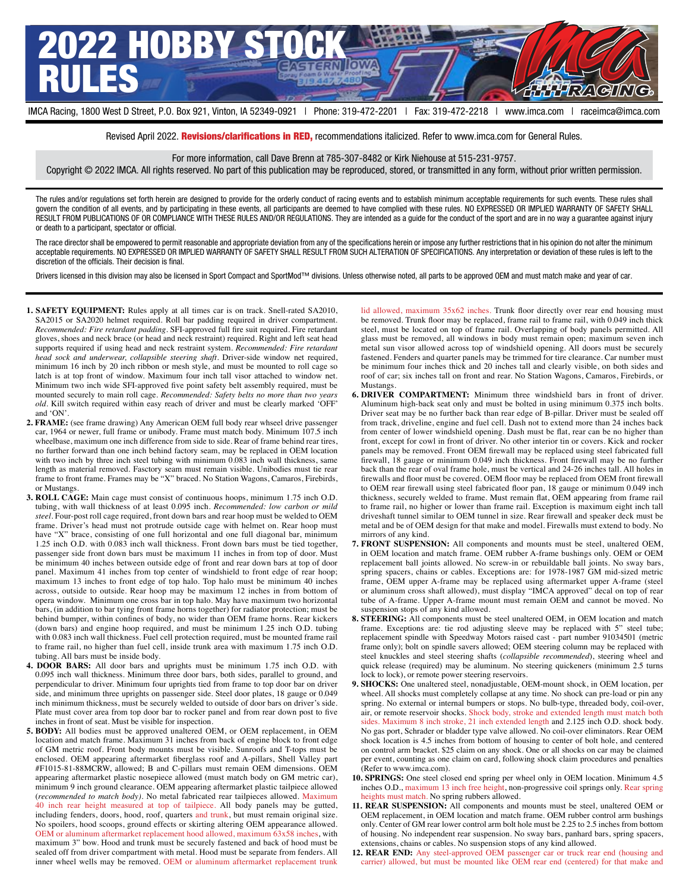# 2022 HOBBY STOCK RULES

IMCA Racing, 1800 West D Street, P.O. Box 921, Vinton, IA 52349-0921 | Phone: 319-472-2201 | Fax: 319-472-2218 | www.imca.com | raceimca@imca.com

Revised April 2022. **Revisions/clarifications in RED,** recommendations italicized. Refer to www.imca.com for General Rules.

For more information, call Dave Brenn at 785-307-8482 or Kirk Niehouse at 515-231-9757.
Copyright © 2022 IMCA. All rights reserved. No part of this publication may be reproduced, stored, or transmitted in any form, without prior written permission.

The rules and/or regulations set forth herein are designed to provide for the orderly conduct of racing events and to establish minimum acceptable requirements for such events. These rules shall govern the condition of all events, and by participating in these events, all participants are deemed to have complied with these rules. NO EXPRESSED OR IMPLIED WARRANTY OF SAFETY SHALL RESULT FROM PUBLICATIONS OF OR COMPLIANCE WITH THESE RULES AND/OR REGULATIONS. They are intended as a guide for the conduct of the sport and are in no way a guarantee against injury or death to a participant, spectator or official.

The race director shall be empowered to permit reasonable and appropriate deviation from any of the specifications herein or impose any further restrictions that in his opinion do not alter the minimum acceptable requirements. NO EXPRESSED OR IMPLIED WARRANTY OF SAFETY SHALL RESULT FROM SUCH ALTERATION OF SPECIFICATIONS. Any interpretation or deviation of these rules is left to the discretion of the officials. Their decision is final.

Drivers licensed in this division may also be licensed in Sport Compact and SportMod™ divisions. Unless otherwise noted, all parts to be approved OEM and must match make and year of car.

1. **SAFETY EQUIPMENT:** Rules apply at all times car is on track. Snell-rated SA2010, SA2015 or SA2020 helmet required. Roll bar padding required in driver compartment. *Recommended: Fire retardant padding*. SFI-approved full fire suit required. Fire retardant gloves, shoes and neck brace (or head and neck restraint) required. Right and left seat head supports required if using head and neck restraint system. *Recommended: Fire retardant head sock and underwear, collapsible steering shaft*. Driver-side window net required, minimum 16 inch by 20 inch ribbon or mesh style, and must be mounted to roll cage so latch is at top front of window. Maximum four inch tall visor attached to window net. Minimum two inch wide SFI-approved five point safety belt assembly required, must be mounted securely to main roll cage. *Recommended: Safety belts no more than two years old*. Kill switch required within easy reach of driver and must be clearly marked 'OFF' and 'ON'.

2. **FRAME:** (see frame drawing) Any American OEM full body rear wheel drive passenger car, 1964 or newer, full frame or unibody. Frame must match body. Minimum 107.5 inch wheelbase, maximum one inch difference from side to side. Rear of frame behind rear tires, no further forward than one inch behind factory seam, may be replaced in OEM location with two inch by three inch steel tubing with minimum 0.083 inch wall thickness, same length as material removed. Factory seam must remain visible. Unibodies must tie rear frame to front frame. Frames may be "X" braced. No Station Wagons, Camaros, Firebirds, or Mustangs.

3. **ROLL CAGE:** Main cage must consist of continuous hoops, minimum 1.75 inch O.D. tubing, with wall thickness of at least 0.095 inch. *Recommended: low carbon or mild steel*. Four-post roll cage required, front down bars and rear hoop must be welded to OEM frame. Driver's head must not protrude outside cage with helmet on. Rear hoop must have "X" brace, consisting of one full horizontal and one full diagonal bar, minimum 1.25 inch O.D. with 0.083 inch wall thickness. Front down bars must be tied together, passenger side front down bars must be maximum 11 inches in from top of door. Must be minimum 40 inches between outside edge of front and rear down bars at top of door panel. Maximum 41 inches from top center of windshield to front edge of rear hoop; maximum 13 inches to front edge of top halo. Top halo must be minimum 40 inches across, outside to outside. Rear hoop may be maximum 12 inches in from bottom of opera window. Minimum one cross bar in top halo. May have maximum two horizontal bars, (in addition to bar tying front frame horns together) for radiator protection; must be behind bumper, within confines of body, no wider than OEM frame horns. Rear kickers (down bars) and engine hoop required, and must be minimum 1.25 inch O.D. tubing with 0.083 inch wall thickness. Fuel cell protection required, must be mounted frame rail to frame rail, no higher than fuel cell, inside trunk area with maximum 1.75 inch O.D. tubing. All bars must be inside body.

4. **DOOR BARS:** All door bars and uprights must be minimum 1.75 inch O.D. with 0.095 inch wall thickness. Minimum three door bars, both sides, parallel to ground, and perpendicular to driver. Minimum four uprights tied from frame to top door bar on driver side, and minimum two uprights on passenger side. Steel door plates, 18 gauge or 0.049 inch minimum thickness, must be securely welded to outside of door bars on driver's side. Plate must cover area from top door bar to rocker panel and from rear down post to five inches in front of seat. Must be visible for inspection.

5. **BODY:** All bodies must be approved unaltered OEM, or OEM replacement, in OEM location and match frame. Maximum 31 inches from back of engine block to front edge of GM metric roof. Front body mounts must be visible. Sunroofs and T-tops must be enclosed. OEM appearing aftermarket fiberglass roof and A-pillars, Shell Valley part #F1015-81-88MCRW, allowed; B and C-pillars must remain OEM dimensions. OEM appearing aftermarket plastic nosepiece allowed (must match body on GM metric car), minimum 9 inch ground clearance. OEM appearing aftermarket plastic tailpiece allowed (*recommended to match body)*. No metal fabricated rear tailpieces allowed. Maximum 40 inch rear height measured at top of tailpiece. All body panels may be gutted, including fenders, doors, hood, roof, quarters and trunk, but must remain original size. No spoilers, hood scoops, ground effects or skirting altering OEM appearance allowed. OEM or aluminum aftermarket replacement hood allowed, maximum 63x58 inches, with maximum 3" bow. Hood and trunk must be securely fastened and back of hood must be sealed off from driver compartment with metal. Hood must be separate from fenders. All inner wheel wells may be removed. OEM or aluminum aftermarket replacement trunk lid allowed, maximum 35x62 inches. Trunk floor directly over rear end housing must be removed. Trunk floor may be replaced, frame rail to frame rail, with 0.049 inch thick steel, must be located on top of frame rail. Overlapping of body panels permitted. All glass must be removed, all windows in body must remain open; maximum seven inch metal sun visor allowed across top of windshield opening. All doors must be securely fastened. Fenders and quarter panels may be trimmed for tire clearance. Car number must be minimum four inches thick and 20 inches tall and clearly visible, on both sides and roof of car; six inches tall on front and rear. No Station Wagons, Camaros, Firebirds, or Mustangs.

6. **DRIVER COMPARTMENT:** Minimum three windshield bars in front of driver. Aluminum high-back seat only and must be bolted in using minimum 0.375 inch bolts. Driver seat may be no further back than rear edge of B-pillar. Driver must be sealed off from track, driveline, engine and fuel cell. Dash not to extend more than 24 inches back from center of lower windshield opening. Dash must be flat, rear can be no higher than front, except for cowl in front of driver. No other interior tin or covers. Kick and rocker panels may be removed. Front OEM firewall may be replaced using steel fabricated full firewall, 18 gauge or minimum 0.049 inch thickness. Front firewall may be no further back than the rear of oval frame hole, must be vertical and 24-26 inches tall. All holes in firewalls and floor must be covered. OEM floor may be replaced from OEM front firewall to OEM rear firewall using steel fabricated floor pan, 18 gauge or minimum 0.049 inch thickness, securely welded to frame. Must remain flat, OEM appearing from frame rail to frame rail, no higher or lower than frame rail. Exception is maximum eight inch tall driveshaft tunnel similar to OEM tunnel in size. Rear firewall and speaker deck must be metal and be of OEM design for that make and model. Firewalls must extend to body. No mirrors of any kind.

7. **FRONT SUSPENSION:** All components and mounts must be steel, unaltered OEM, in OEM location and match frame. OEM rubber A-frame bushings only. OEM or OEM replacement ball joints allowed. No screw-in or rebuildable ball joints. No sway bars, spring spacers, chains or cables. Exceptions are: for 1978-1987 GM mid-sized metric frame, OEM upper A-frame may be replaced using aftermarket upper A-frame (steel or aluminum cross shaft allowed), must display "IMCA approved" decal on top of rear tube of A-frame. Upper A-frame mount must remain OEM and cannot be moved. No suspension stops of any kind allowed.

8. **STEERING:** All components must be steel unaltered OEM, in OEM location and match frame. Exceptions are: tie rod adjusting sleeve may be replaced with 5" steel tube; replacement spindle with Speedway Motors raised cast - part number 91034501 (metric frame only); bolt on spindle savers allowed; OEM steering column may be replaced with steel knuckles and steel steering shafts (*collapsible recommended*), steering wheel and quick release (required) may be aluminum. No steering quickeners (minimum 2.5 turns lock to lock), or remote power steering reservoirs.

9. **SHOCKS:** One unaltered steel, nonadjustable, OEM-mount shock, in OEM location, per wheel. All shocks must completely collapse at any time. No shock can pre-load or pin any spring. No external or internal bumpers or stops. No bulb-type, threaded body, coil-over, air, or remote reservoir shocks. Shock body, stroke and extended length must match both sides. Maximum 8 inch stroke, 21 inch extended length and 2.125 inch O.D. shock body. No gas port, Schrader or bladder type valve allowed. No coil-over eliminators. Rear OEM shock location is 4.5 inches from bottom of housing to center of bolt hole, and centered on control arm bracket. $25 claim on any shock. One or all shocks on car may be claimed per event, counting as one claim on card, following shock claim procedures and penalties (Refer to www.imca.com).

10. **SPRINGS:** One steel closed end spring per wheel only in OEM location. Minimum 4.5 inches O.D., maximum 13 inch free height, non-progressive coil springs only. Rear spring heights must match. No spring rubbers allowed.

11. **REAR SUSPENSION:** All components and mounts must be steel, unaltered OEM or OEM replacement, in OEM location and match frame. OEM rubber control arm bushings only. Center of GM rear lower control arm bolt hole must be 2.25 to 2.5 inches from bottom of housing. No independent rear suspension. No sway bars, panhard bars, spring spacers, extensions, chains or cables. No suspension stops of any kind allowed.

12. **REAR END:** Any steel-approved OEM passenger car or truck rear end (housing and carrier) allowed, but must be mounted like OEM rear end (centered) for that make and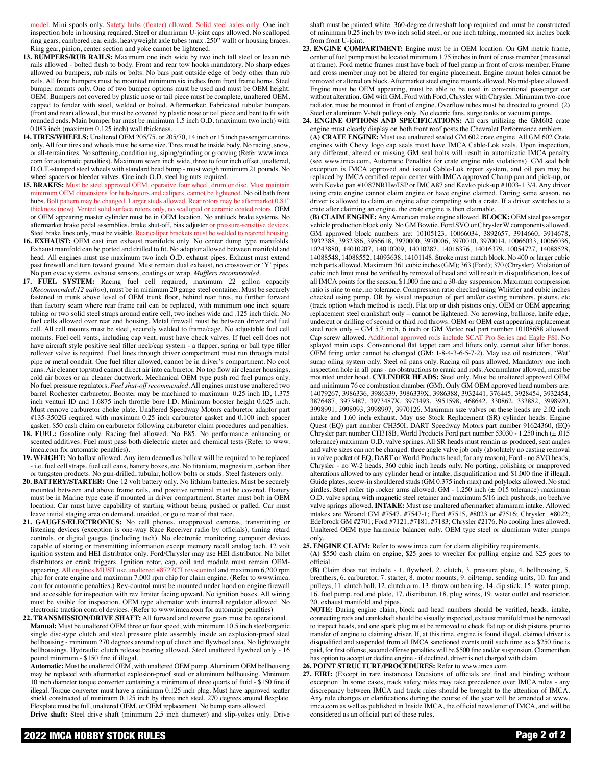model. Mini spools only. Safety hubs (floater) allowed. Solid steel axles only. One inch inspection hole in housing required. Steel or aluminum U-joint caps allowed. No scalloped ring gears, cambered rear ends, heavyweight axle tubes (max .250" wall) or housing braces. Ring gear, pinion, center section and yoke cannot be lightened.

**13. BUMPERS/RUB RAILS:** Maximum one inch wide by two inch tall steel or lexan rub rails allowed - bolted flush to body. Front and rear tow hooks mandatory. No sharp edges allowed on bumpers, rub rails or bolts. No bars past outside edge of body other than rub rails. All front bumpers must be mounted minimum six inches from front frame horns. Steel bumper mounts only. One of two bumper options must be used and must be OEM height: OEM: Bumpers not covered by plastic nose or tail piece must be complete, unaltered OEM, capped to fender with steel, welded or bolted. Aftermarket: Fabricated tubular bumpers (front and rear) allowed, but must be covered by plastic nose or tail piece and bent to fit with rounded ends. Main bumper bar must be minimum 1.5 inch O.D. (maximum two inch) with 0.083 inch (maximum 0.125 inch) wall thickness.

**14. TIRES/WHEELS:** Unaltered OEM 205/75, or 205/70, 14 inch or 15 inch passenger car tires only. All four tires and wheels must be same size. Tires must be inside body. No racing, snow, or all-terrain tires. No softening, conditioning, siping/grinding or grooving (Refer www.imca.com for automatic penalties). Maximum seven inch wide, three to four inch offset, unaltered, D.O.T.-stamped steel wheels with standard bead bump - must weigh minimum 21 pounds. No wheel spacers or bleeder valves. One inch O.D. steel lug nuts required.

**15. BRAKES:** Must be steel approved OEM, operative four wheel, drum or disc. Must maintain minimum OEM dimensions for hubs/rotors and calipers, cannot be lightened. No oil bath front hubs. Bolt pattern may be changed. Larger studs allowed. Rear rotors may be aftermarket 0.81" thickness (new). Vented solid surface rotors only, no scalloped or ceramic coated rotors. OEM or OEM appearing master cylinder must be in OEM location. No antilock brake systems. No aftermarket brake pedal assemblies, brake shut-off, bias adjuster or pressure-sensitive devices. Steel brake lines only, must be visible. Rear caliper brackets must be welded to rearend housing.

**16. EXHAUST:** OEM cast iron exhaust manifolds only. No center dump type manifolds. Exhaust manifold can be ported and drilled to fit. No adaptor allowed between manifold and head. All engines must use maximum two inch O.D. exhaust pipes. Exhaust must extend past firewall and turn toward ground. Must remain dual exhaust, no crossover or 'Y' pipes. No pan evac systems, exhaust sensors, coatings or wrap. *Mufflers recommended.*

**17. FUEL SYSTEM:** Racing fuel cell required, maximum 22 gallon capacity (*Recommended:12 gallon*), must be in minimum 20 gauge steel container. Must be securely fastened in trunk above level of OEM trunk floor, behind rear tires, no further forward than factory seam where rear frame rail can be replaced, with minimum one inch square tubing or two solid steel straps around entire cell, two inches wide and .125 inch thick. No fuel cells allowed over rear end housing. Metal firewall must be between driver and fuel cell. All cell mounts must be steel, securely welded to frame/cage. No adjustable fuel cell mounts. Fuel cell vents, including cap vent, must have check valves. If fuel cell does not have aircraft style positive seal filler neck/cap system - a flapper, spring or ball type filler rollover valve is required. Fuel lines through driver compartment must run through metal pipe or metal conduit. One fuel filter allowed, cannot be in driver's compartment. No cool cans. Air cleaner top/stud cannot direct air into carburetor. No top flow air cleaner housings, cold air boxes or air cleaner ductwork. Mechanical OEM type push rod fuel pumps only. No fuel pressure regulators. *Fuel shut-off recommended.* All engines must use unaltered two barrel Rochester carburetor. Booster may be machined to maximum 0.25 inch ID, 1.375 inch venturi ID and 1.6875 inch throttle bore I.D. Minimum booster height 0.625 inch. Must remove carburetor choke plate. Unaltered Speedway Motors carburetor adaptor part #135-3502G required with maximum 0.25 inch carburetor gasket and 0.100 inch spacer gasket. $50 cash claim on carburetor following carburetor claim procedures and penalties.

**18. FUEL:** Gasoline only. Racing fuel allowed. No E85. No performance enhancing or scented additives. Fuel must pass both dielectric meter and chemical tests (Refer to www.imca.com for automatic penalties).

**19. WEIGHT:** No ballast allowed. Any item deemed as ballast will be required to be replaced - i.e. fuel cell straps, fuel cell cans, battery boxes, etc. No titanium, magnesium, carbon fiber or tungsten products. No gun-drilled, tubular, hollow bolts or studs. Steel fasteners only.

**20. BATTERY/STARTER:** One 12 volt battery only. No lithium batteries. Must be securely mounted between and above frame rails, and positive terminal must be covered. Battery must be in Marine type case if mounted in driver compartment. Starter must bolt in OEM location. Car must have capability of starting without being pushed or pulled. Car must leave initial staging area on demand, unaided, or go to rear of that race.

**21. GAUGES/ELECTRONICS:** No cell phones, unapproved cameras, transmitting or listening devices (exception is one-way Race Receiver radio by officials), timing retard controls, or digital gauges (including tach). No electronic monitoring computer devices capable of storing or transmitting information except memory recall analog tach. 12 volt ignition system and HEI distributor only. Ford/Chrysler may use HEI distributor. No billet distributors or crank triggers. Ignition rotor, cap, coil and module must remain OEM-appearing. All engines MUST use unaltered #8727CT rev-control and maximum 6,200 rpm chip for crate engine and maximum 7,000 rpm chip for claim engine. (Refer to www.imca.com for automatic penalties.) Rev-control must be mounted under hood on engine firewall and accessible for inspection with rev limiter facing upward. No ignition boxes. All wiring must be visible for inspection. OEM type alternator with internal regulator allowed. No electronic traction control devices. (Refer to www.imca.com for automatic penalties)

**22. TRANSMISSION/DRIVE SHAFT:** All forward and reverse gears must be operational.
**Manual:** Must be unaltered OEM three or four speed, with minimum 10.5 inch steel/organic single disc-type clutch and steel pressure plate assembly inside an explosion-proof steel bellhousing - minimum 270 degrees around top of clutch and flywheel area. No lightweight bellhousings. Hydraulic clutch release bearing allowed. Steel unaltered flywheel only - 16 pound minimum - $150 fine if illegal.
**Automatic:** Must be unaltered OEM, with unaltered OEM pump. Aluminum OEM bellhousing may be replaced with aftermarket explosion-proof steel or aluminum bellhousing. Minimum 10 inch diameter torque converter containing a minimum of three quarts of fluid - $150 fine if illegal. Torque converter must have a minimum 0.125 inch plug. Must have approved scatter shield constructed of minimum 0.125 inch by three inch steel, 270 degrees around flexplate. Flexplate must be full, unaltered OEM, or OEM replacement. No bump starts allowed.
**Drive shaft:** Steel drive shaft (minimum 2.5 inch diameter) and slip-yokes only. Drive shaft must be painted white. 360-degree driveshaft loop required and must be constructed of minimum 0.25 inch by two inch solid steel, or one inch tubing, mounted six inches back from front U-joint.

**23. ENGINE COMPARTMENT:** Engine must be in OEM location. On GM metric frame, center of fuel pump must be located minimum 1.75 inches in front of cross member (measured at frame). Ford metric frames must have back of fuel pump in front of cross member. Frame and cross member may not be altered for engine placement. Engine mount holes cannot be removed or altered on block. Aftermarket steel engine mounts allowed. No mid-plate allowed. Engine must be OEM appearing, must be able to be used in conventional passenger car without alteration. GM with GM, Ford with Ford, Chrysler with Chrysler. Minimum two-core radiator, must be mounted in front of engine. Overflow tubes must be directed to ground. (2) Steel or aluminum V-belt pulleys only. No electric fans, surge tanks or vacuum pumps.

**24. ENGINE OPTIONS AND SPECIFICATIONS:** All cars utilizing the GM602 crate engine must clearly display on both front roof posts the Chevrolet Performance emblem.
**(A) CRATE ENGINE:** Must use unaltered sealed GM 602 crate engine. All GM 602 Crate engines with Chevy logo cap seals must have IMCA Cable-Lok seals. Upon inspection, any different, altered or missing GM seal bolts will result in automcatic IMCA penalty (see www.imca.com, Automatic Penalties for crate engine rule violations). GM seal bolt exception is IMCA approved and issued Cable-Lok repair system, and oil pan may be replaced by IMCA certified repair center with IMCA approved Champ pan and pick-up, or with Kevko pan #1087NRHw/ISP or IMCA87 and Kevko pick-up #1003-1 3/4. Any driver using crate engine cannot claim engine or have engine claimed. During same season, no driver is allowed to claim an engine after competing with a crate. If a driver switches to a crate after claiming an engine, the crate engine is then claimable.
**(B) CLAIM ENGINE:** Any American make engine allowed. **BLOCK:** OEM steel passenger vehicle production block only. No GM Bowtie, Ford SVO or Chrysler W components allowed. GM approved block numbers are: 10105123, 10066034, 3892657, 3914660, 3914678, 3932388, 3932386, 3956618, 3970000, 3970006, 3970010, 3970014, 10066033, 10066036, 10243880, 14010207, 14010209, 14010287, 14016376, 14016379, 10054727, 14088528, 14088548, 14088552, 14093638, 14101148. Stroke must match block. No 400 or larger cubic inch parts allowed. Maximum 361 cubic inches (GM); 363 (Ford); 370 (Chrysler). Violation of cubic inch limit must be verified by removal of head and will result in disqualification, loss of all IMCA points for the season, $1,000 fine and a 30-day suspension. Maximum compression ratio is nine to one, no tolerance. Compression ratio checked using Whistler and cubic inches checked using pump, OR by visual inspection of part and/or casting numbers, pistons, etc (track option which method is used). Flat top or dish pistons only. OEM or OEM appearing replacement steel crankshaft only – cannot be lightened. No aerowing, bullnose, knife edge, undercut or drilling of second or third rod throws. OEM or OEM cast appearing replacement steel rods only – GM 5.7 inch, 6 inch or GM Vortec rod part number 10108688 allowed. Cap screw allowed. Additional approved rods include SCAT Pro Series and Eagle FSI. No splayed main caps. Conventional flat tappet cam and lifters only, cannot alter lifter bores. OEM firing order cannot be changed (GM: 1-8-4-3-6-5-7-2). May use oil restrictors. 'Wet' sump oiling system only. Steel oil pans only. Racing oil pans allowed. Mandatory one inch inspection hole in all pans - no obstructions to crank and rods. Accumulator allowed, must be mounted under hood. **CYLINDER HEADS:** Steel only. Must be unaltered approved OEM and minimum 76 cc combustion chamber (GM). Only GM OEM approved head numbers are: 14079267, 3986336, 3986339, 3986339X, 3986388, 3932441, 376445, 3928454, 3932454, 3876487, 3973487, 3973487X, 3973493, 3951598, 468642, 330862, 333882, 3998920, 3998991, 3998993, 3998997, 3970126. Maximum size valves on these heads are 2.02 inch intake and 1.60 inch exhaust. May use Stock Replacement (SR) cylinder heads: Engine Quest (EQ) part number CH350I, DART Speedway Motors part number 91624360, (EQ) Chrysler part number CH318B, World Products Ford part number 53030 - 1.250 inch (± .015 tolerance) maximum O.D. valve springs. All SR heads must remain as produced, seat angles and valve sizes can not be changed: three angle valve job only (absolutely no casting removal in valve pocket of EQ, DART or World Products head, for any reason); Ford - no SVO heads; Chrysler - no W-2 heads, 360 cubic inch heads only. No porting, polishing or unapproved alterations allowed to any cylinder head or intake, disqualification and $1,000 fine if illegal. Guide plates, screw-in shouldered studs (GM 0.375 inch max) and polylocks allowed. No stud girdles. Steel roller tip rocker arms allowed. GM - 1.250 inch (± .015 tolerance) maximum O.D. valve spring with magnetic steel retainer and maximum 5/16 inch pushrods, no beehive valve springs allowed. **INTAKE:** Must use unaltered aftermarket aluminum intake. Allowed intakes are Weiand GM #7547, #7547-1; Ford #7515, #8023 or #7516; Chrysler #8022; Edelbrock GM #2701; Ford #7121, #7181, #7183; Chrysler #2176. No cooling lines allowed. Unaltered OEM type harmonic balancer only. OEM type steel or aluminum water pumps only.

**25. ENGINE CLAIM:** Refer to www.imca.com for claim eligibility requirements.
**(A)** $550 cash claim on engine, $25 goes to wrecker for pulling engine and $25 goes to official.
**(B)** Claim does not include - 1. flywheel, 2. clutch, 3. pressure plate, 4. bellhousing, 5. breathers, 6. carburetor, 7. starter, 8. motor mounts, 9. oil/temp. sending units, 10. fan and pulleys, 11. clutch ball, 12. clutch arm, 13. throw out bearing, 14. dip stick, 15. water pump, 16. fuel pump, rod and plate, 17. distributor, 18. plug wires, 19. water outlet and restrictor. 20. exhaust manifold and pipes.
**NOTE:** During engine claim, block and head numbers should be verified, heads, intake, connecting rods and crankshaft should be visually inspected, exhaust manifold must be removed to inspect heads, and one spark plug must be removed to check flat top or dish pistons prior to transfer of engine to claiming driver. If, at this time, engine is found illegal, claimed driver is disqualified and suspended from all IMCA sanctioned events until such time as a $250 fine is paid, for first offense, second offense penalties will be $500 fine and/or suspension. Claimer then has option to accept or decline engine - if declined, driver is not charged with claim.

**26. POINT STRUCTURE/PROCEDURES:** Refer to www.imca.com.

**27. EIRI:** (Except in rare instances) Decisions of officials are final and binding without exception. In some cases, track safety rules may take precedence over IMCA rules - any discrepancy between IMCA and track rules should be brought to the attention of IMCA. Any rule changes or clarifications during the course of the year will be amended at www.imca.com as well as published in Inside IMCA, the official newsletter of IMCA, and will be considered as an official part of these rules.